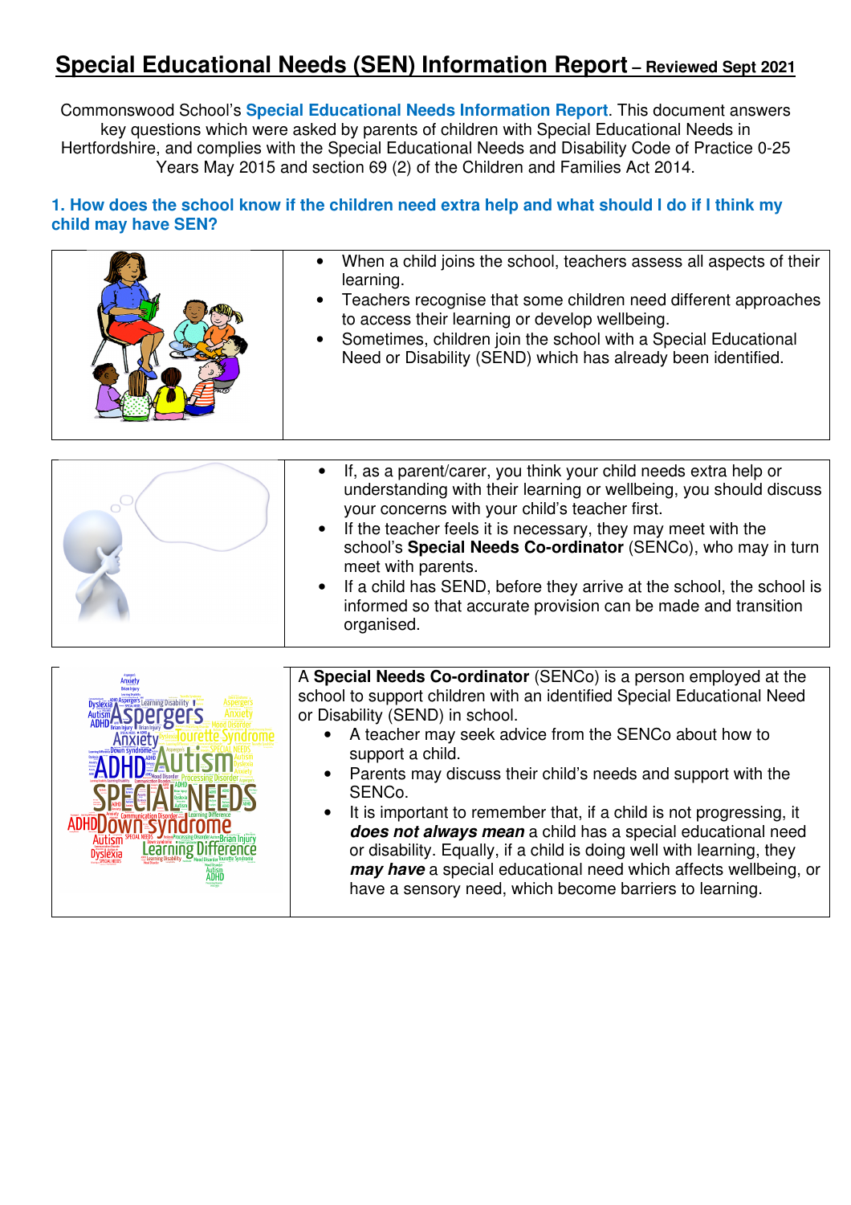# Special Educational Needs (SEN) Information Report – Reviewed Sept 2021

Commonswood School's **Special Educational Needs Information Report**. This document answers key questions which were asked by parents of children with Special Educational Needs in Hertfordshire, and complies with the Special Educational Needs and Disability Code of Practice 0-25 Years May 2015 and section 69 (2) of the Children and Families Act 2014.

## 1. How does the school know if the children need extra help and what should I do if I think my child may have SEN?

- When a child joins the school, teachers assess all aspects of their learning.
- Teachers recognise that some children need different approaches to access their learning or develop wellbeing.
- Sometimes, children join the school with a Special Educational Need or Disability (SEND) which has already been identified.

- If, as a parent/carer, you think your child needs extra help or understanding with their learning or wellbeing, you should discuss your concerns with your child's teacher first.
- If the teacher feels it is necessary, they may meet with the school's **Special Needs Co-ordinator** (SENCo), who may in turn meet with parents.
- If a child has SEND, before they arrive at the school, the school is informed so that accurate provision can be made and transition organised.

A **Special Needs Co-ordinator** (SENCo) is a person employed at the school to support children with an identified Special Educational Need or Disability (SEND) in school.

- A teacher may seek advice from the SENCo about how to support a child.
- Parents may discuss their child's needs and support with the SENCo.
- It is important to remember that, if a child is not progressing, it ***does not always mean*** a child has a special educational need or disability. Equally, if a child is doing well with learning, they ***may have*** a special educational need which affects wellbeing, or have a sensory need, which become barriers to learning.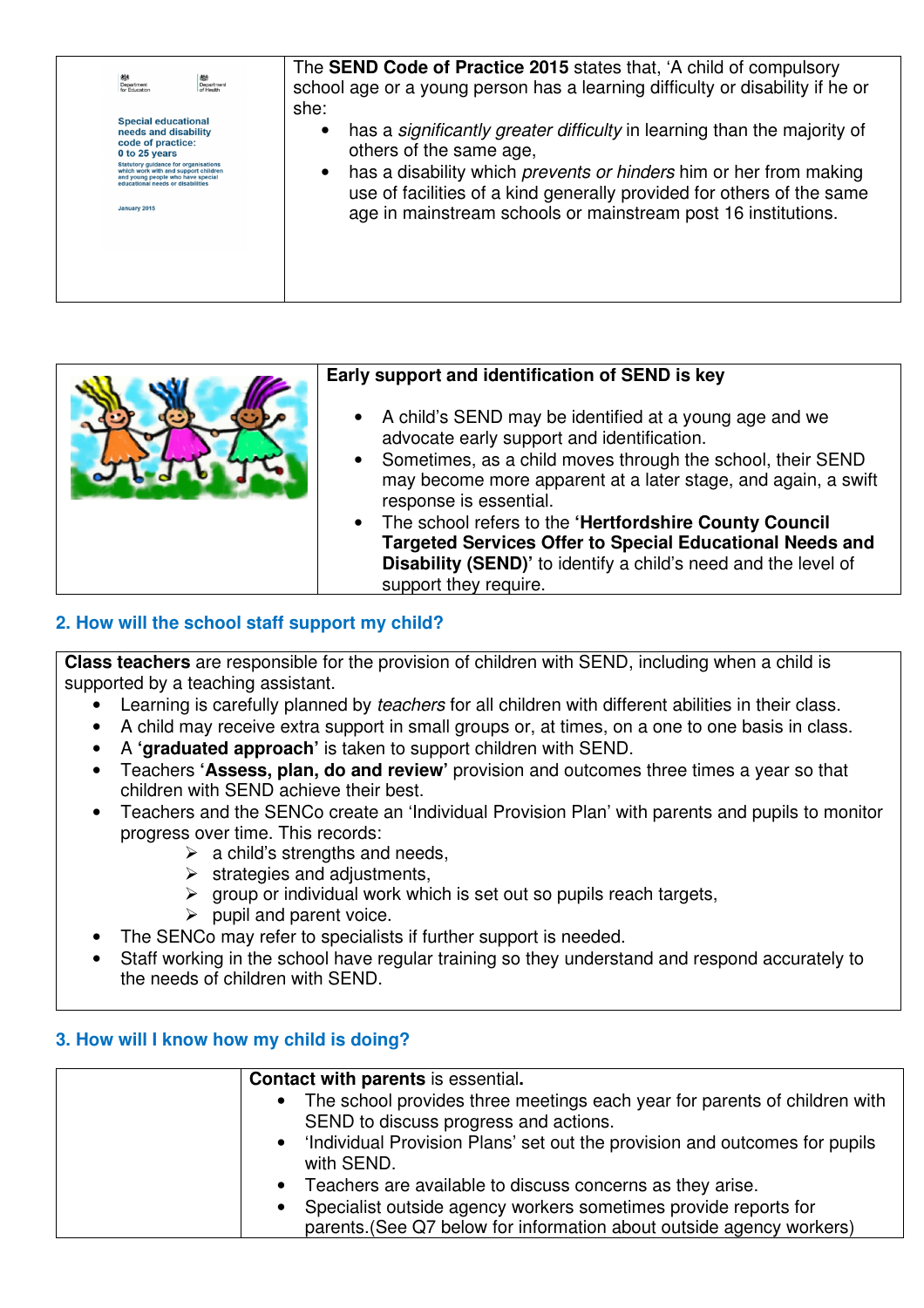The **SEND Code of Practice 2015** states that, 'A child of compulsory school age or a young person has a learning difficulty or disability if he or she:

- has a *significantly greater difficulty* in learning than the majority of others of the same age,
- has a disability which *prevents or hinders* him or her from making use of facilities of a kind generally provided for others of the same age in mainstream schools or mainstream post 16 institutions.

**Early support and identification of SEND is key**

- A child's SEND may be identified at a young age and we advocate early support and identification.
- Sometimes, as a child moves through the school, their SEND may become more apparent at a later stage, and again, a swift response is essential.
- The school refers to the **'Hertfordshire County Council Targeted Services Offer to Special Educational Needs and Disability (SEND)'** to identify a child's need and the level of support they require.

## 2. How will the school staff support my child?

**Class teachers** are responsible for the provision of children with SEND, including when a child is supported by a teaching assistant.

- Learning is carefully planned by *teachers* for all children with different abilities in their class.
- A child may receive extra support in small groups or, at times, on a one to one basis in class.
- A **'graduated approach'** is taken to support children with SEND.
- Teachers **'Assess, plan, do and review'** provision and outcomes three times a year so that children with SEND achieve their best.
- Teachers and the SENCo create an 'Individual Provision Plan' with parents and pupils to monitor progress over time. This records:
    - a child's strengths and needs,
    - strategies and adjustments,
    - group or individual work which is set out so pupils reach targets,
    - pupil and parent voice.
- The SENCo may refer to specialists if further support is needed.
- Staff working in the school have regular training so they understand and respond accurately to the needs of children with SEND.

## 3. How will I know how my child is doing?

**Contact with parents** is essential**.**

- The school provides three meetings each year for parents of children with SEND to discuss progress and actions.
- 'Individual Provision Plans' set out the provision and outcomes for pupils with SEND.
- Teachers are available to discuss concerns as they arise.
- Specialist outside agency workers sometimes provide reports for parents.(See Q7 below for information about outside agency workers)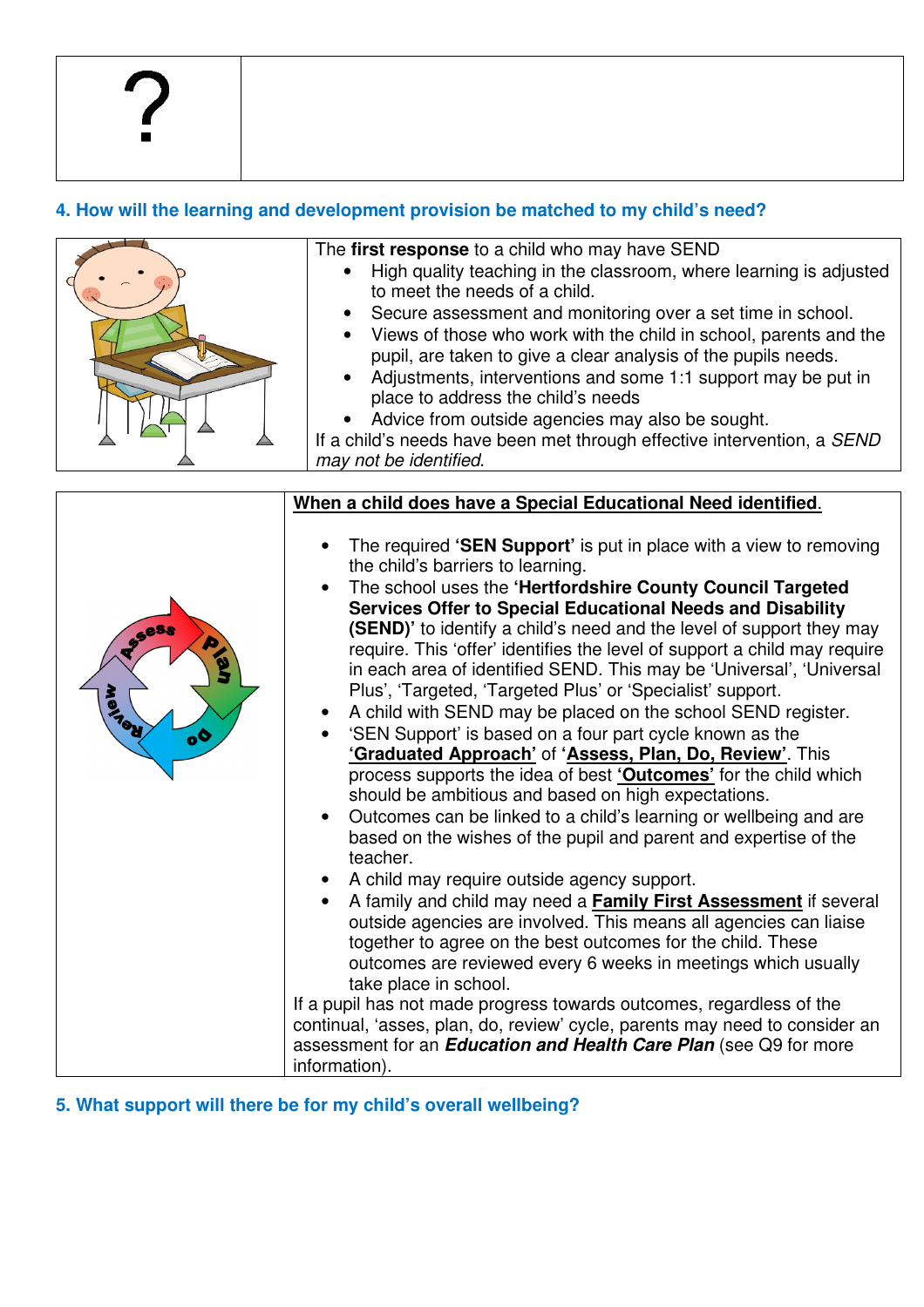## 4. How will the learning and development provision be matched to my child's need?

The **first response** to a child who may have SEND

- High quality teaching in the classroom, where learning is adjusted to meet the needs of a child.
- Secure assessment and monitoring over a set time in school.
- Views of those who work with the child in school, parents and the pupil, are taken to give a clear analysis of the pupils needs.
- Adjustments, interventions and some 1:1 support may be put in place to address the child's needs
- Advice from outside agencies may also be sought.

If a child's needs have been met through effective intervention, a *SEND may not be identified*.

**When a child does have a Special Educational Need identified.**

- The required **'SEN Support'** is put in place with a view to removing the child's barriers to learning.
- The school uses the **'Hertfordshire County Council Targeted Services Offer to Special Educational Needs and Disability (SEND)'** to identify a child's need and the level of support they may require. This 'offer' identifies the level of support a child may require in each area of identified SEND. This may be 'Universal', 'Universal Plus', 'Targeted, 'Targeted Plus' or 'Specialist' support.
- A child with SEND may be placed on the school SEND register.
- 'SEN Support' is based on a four part cycle known as the **'Graduated Approach'** of **'Assess, Plan, Do, Review'**. This process supports the idea of best **'Outcomes'** for the child which should be ambitious and based on high expectations.
- Outcomes can be linked to a child's learning or wellbeing and are based on the wishes of the pupil and parent and expertise of the teacher.
- A child may require outside agency support.
- A family and child may need a **Family First Assessment** if several outside agencies are involved. This means all agencies can liaise together to agree on the best outcomes for the child. These outcomes are reviewed every 6 weeks in meetings which usually take place in school.

If a pupil has not made progress towards outcomes, regardless of the continual, 'asses, plan, do, review' cycle, parents may need to consider an assessment for an ***Education and Health Care Plan*** (see Q9 for more information).

## 5. What support will there be for my child's overall wellbeing?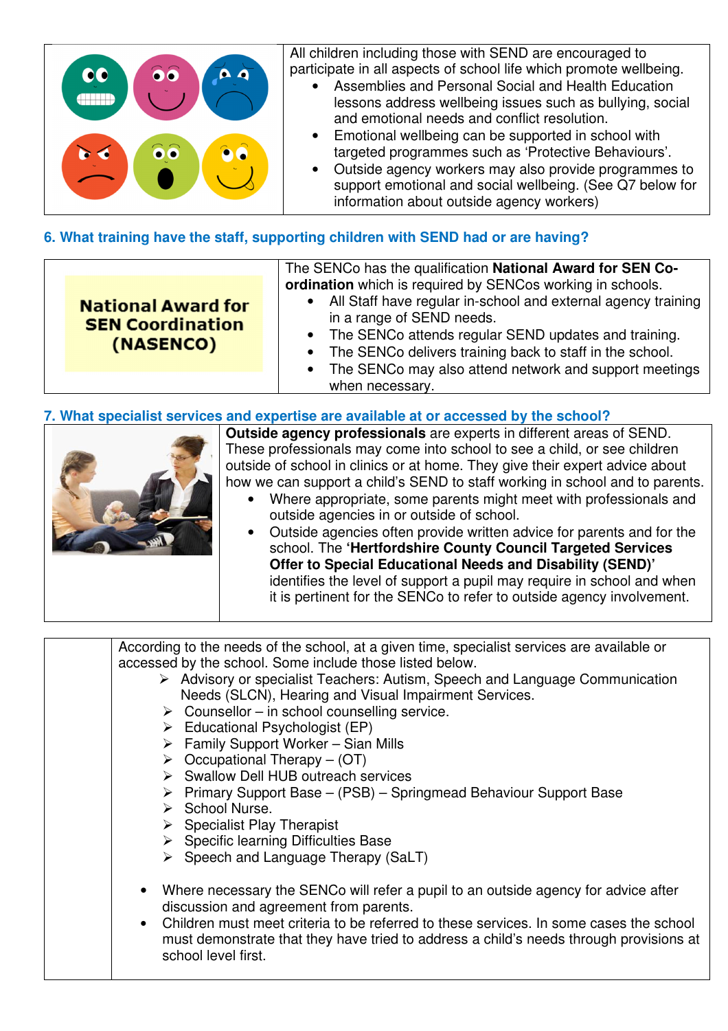All children including those with SEND are encouraged to participate in all aspects of school life which promote wellbeing.

- Assemblies and Personal Social and Health Education lessons address wellbeing issues such as bullying, social and emotional needs and conflict resolution.
- Emotional wellbeing can be supported in school with targeted programmes such as 'Protective Behaviours'.
- Outside agency workers may also provide programmes to support emotional and social wellbeing. (See Q7 below for information about outside agency workers)

## 6. What training have the staff, supporting children with SEND had or are having?

**National Award for SEN Coordination (NASENCO)**

The SENCo has the qualification **National Award for SEN Co-ordination** which is required by SENCos working in schools.

- All Staff have regular in-school and external agency training in a range of SEND needs.
- The SENCo attends regular SEND updates and training.
- The SENCo delivers training back to staff in the school.
- The SENCo may also attend network and support meetings when necessary.

## 7. What specialist services and expertise are available at or accessed by the school?

**Outside agency professionals** are experts in different areas of SEND. These professionals may come into school to see a child, or see children outside of school in clinics or at home. They give their expert advice about how we can support a child's SEND to staff working in school and to parents.

- Where appropriate, some parents might meet with professionals and outside agencies in or outside of school.
- Outside agencies often provide written advice for parents and for the school. The **'Hertfordshire County Council Targeted Services Offer to Special Educational Needs and Disability (SEND)'** identifies the level of support a pupil may require in school and when it is pertinent for the SENCo to refer to outside agency involvement.

According to the needs of the school, at a given time, specialist services are available or accessed by the school. Some include those listed below.

- Advisory or specialist Teachers: Autism, Speech and Language Communication Needs (SLCN), Hearing and Visual Impairment Services.
- Counsellor – in school counselling service.
- Educational Psychologist (EP)
- Family Support Worker – Sian Mills
- Occupational Therapy – (OT)
- Swallow Dell HUB outreach services
- Primary Support Base – (PSB) – Springmead Behaviour Support Base
- School Nurse.
- Specialist Play Therapist
- Specific learning Difficulties Base
- Speech and Language Therapy (SaLT)

- Where necessary the SENCo will refer a pupil to an outside agency for advice after discussion and agreement from parents.
- Children must meet criteria to be referred to these services. In some cases the school must demonstrate that they have tried to address a child's needs through provisions at school level first.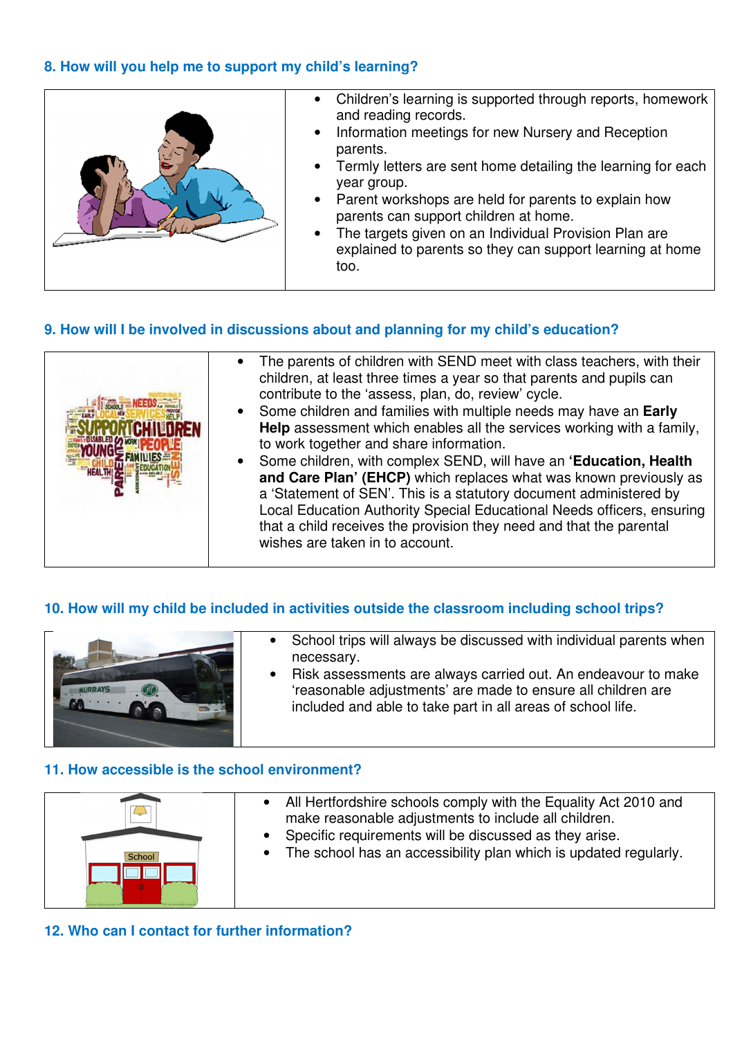## 8. How will you help me to support my child's learning?

- Children's learning is supported through reports, homework and reading records.
- Information meetings for new Nursery and Reception parents.
- Termly letters are sent home detailing the learning for each year group.
- Parent workshops are held for parents to explain how parents can support children at home.
- The targets given on an Individual Provision Plan are explained to parents so they can support learning at home too.

## 9. How will I be involved in discussions about and planning for my child's education?

- The parents of children with SEND meet with class teachers, with their children, at least three times a year so that parents and pupils can contribute to the 'assess, plan, do, review' cycle.
- Some children and families with multiple needs may have an **Early Help** assessment which enables all the services working with a family, to work together and share information.
- Some children, with complex SEND, will have an **'Education, Health and Care Plan' (EHCP)** which replaces what was known previously as a 'Statement of SEN'. This is a statutory document administered by Local Education Authority Special Educational Needs officers, ensuring that a child receives the provision they need and that the parental wishes are taken in to account.

## 10. How will my child be included in activities outside the classroom including school trips?

- School trips will always be discussed with individual parents when necessary.
- Risk assessments are always carried out. An endeavour to make 'reasonable adjustments' are made to ensure all children are included and able to take part in all areas of school life.

## 11. How accessible is the school environment?

- All Hertfordshire schools comply with the Equality Act 2010 and make reasonable adjustments to include all children.
- Specific requirements will be discussed as they arise.
- The school has an accessibility plan which is updated regularly.

## 12. Who can I contact for further information?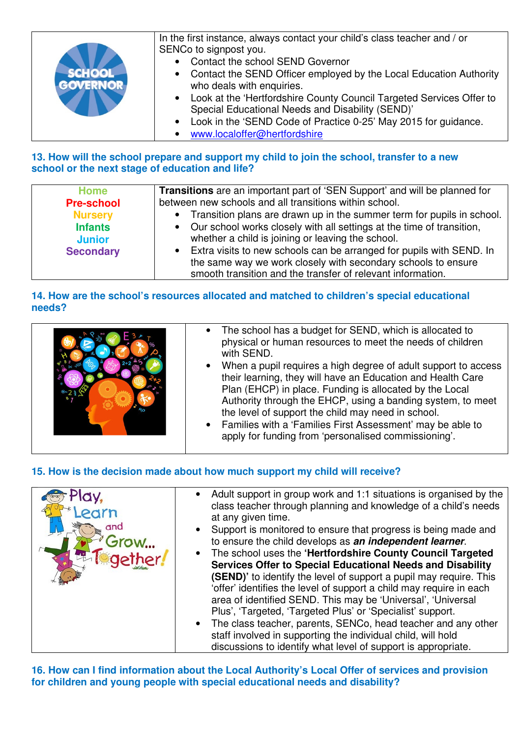| | |
|---|---|
| SCHOOL GOVERNOR | In the first instance, always contact your child's class teacher and / or SENCo to signpost you.<br>• Contact the school SEND Governor<br>• Contact the SEND Officer employed by the Local Education Authority who deals with enquiries.<br>• Look at the 'Hertfordshire County Council Targeted Services Offer to Special Educational Needs and Disability (SEND)'<br>• Look in the 'SEND Code of Practice 0-25' May 2015 for guidance.<br>• www.localoffer@hertfordshire |

## 13. How will the school prepare and support my child to join the school, transfer to a new school or the next stage of education and life?

| | |
|---|---|
| **Home**<br>**Pre-school**<br>**Nursery**<br>**Infants**<br>**Junior**<br>**Secondary** | **Transitions** are an important part of 'SEN Support' and will be planned for between new schools and all transitions within school.<br>• Transition plans are drawn up in the summer term for pupils in school.<br>• Our school works closely with all settings at the time of transition, whether a child is joining or leaving the school.<br>• Extra visits to new schools can be arranged for pupils with SEND. In the same way we work closely with secondary schools to ensure smooth transition and the transfer of relevant information. |

## 14. How are the school's resources allocated and matched to children's special educational needs?

| | |
|---|---|
| | • The school has a budget for SEND, which is allocated to physical or human resources to meet the needs of children with SEND.<br>• When a pupil requires a high degree of adult support to access their learning, they will have an Education and Health Care Plan (EHCP) in place. Funding is allocated by the Local Authority through the EHCP, using a banding system, to meet the level of support the child may need in school.<br>• Families with a 'Families First Assessment' may be able to apply for funding from 'personalised commissioning'. |

## 15. How is the decision made about how much support my child will receive?

| | |
|---|---|
| Play, Learn and Grow... Together! | • Adult support in group work and 1:1 situations is organised by the class teacher through planning and knowledge of a child's needs at any given time.<br>• Support is monitored to ensure that progress is being made and to ensure the child develops as ***an independent learner***.<br>• The school uses the **'Hertfordshire County Council Targeted Services Offer to Special Educational Needs and Disability (SEND)'** to identify the level of support a pupil may require. This 'offer' identifies the level of support a child may require in each area of identified SEND. This may be 'Universal', 'Universal Plus', 'Targeted, 'Targeted Plus' or 'Specialist' support.<br>• The class teacher, parents, SENCo, head teacher and any other staff involved in supporting the individual child, will hold discussions to identify what level of support is appropriate. |

## 16. How can I find information about the Local Authority's Local Offer of services and provision for children and young people with special educational needs and disability?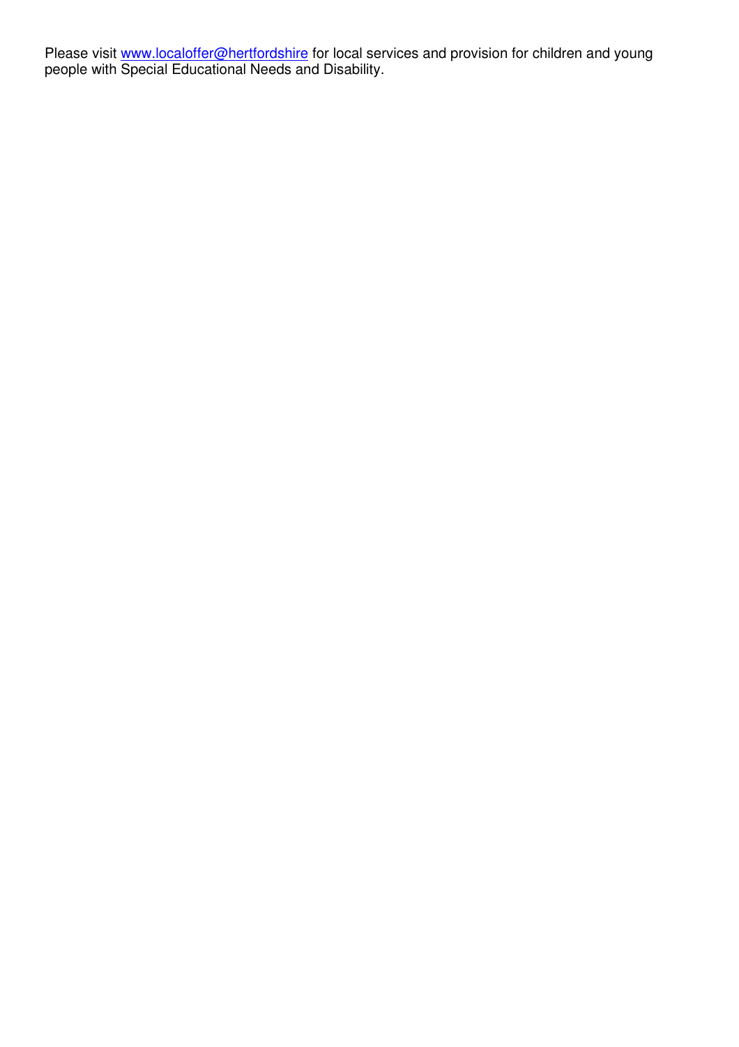Please visit [www.localoffer@hertfordshire](www.localoffer@hertfordshire) for local services and provision for children and young people with Special Educational Needs and Disability.